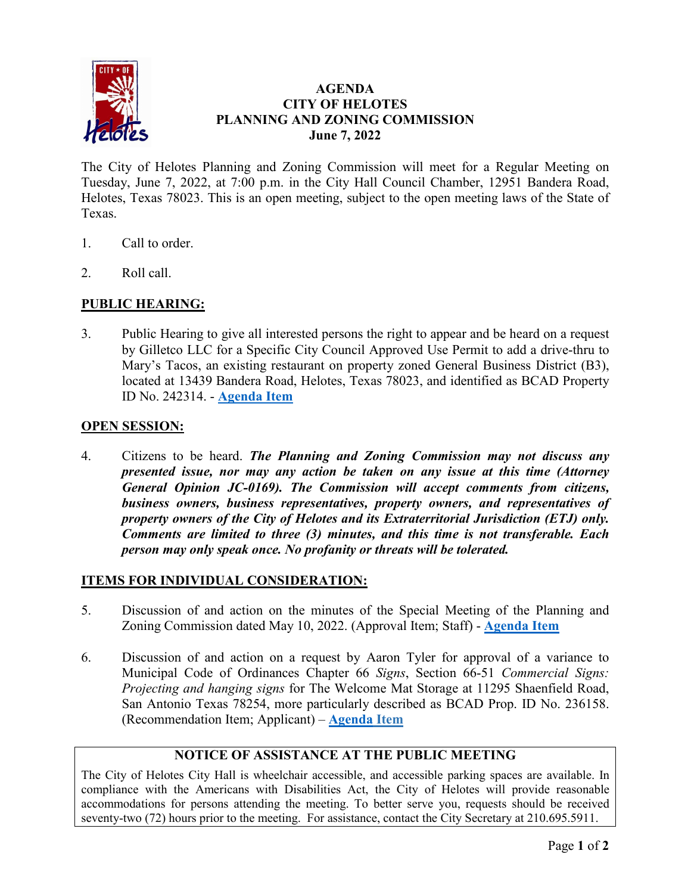# AGENDA
# CITY OF HELOTES
# PLANNING AND ZONING COMMISSION
## June 7, 2022

The City of Helotes Planning and Zoning Commission will meet for a Regular Meeting on Tuesday, June 7, 2022, at 7:00 p.m. in the City Hall Council Chamber, 12951 Bandera Road, Helotes, Texas 78023. This is an open meeting, subject to the open meeting laws of the State of Texas.

1. Call to order.

2. Roll call.

**PUBLIC HEARING:**

3. Public Hearing to give all interested persons the right to appear and be heard on a request by Gilletco LLC for a Specific City Council Approved Use Permit to add a drive-thru to Mary's Tacos, an existing restaurant on property zoned General Business District (B3), located at 13439 Bandera Road, Helotes, Texas 78023, and identified as BCAD Property ID No. 242314. - **Agenda Item**

**OPEN SESSION:**

4. Citizens to be heard. ***The Planning and Zoning Commission may not discuss any presented issue, nor may any action be taken on any issue at this time (Attorney General Opinion JC-0169). The Commission will accept comments from citizens, business owners, business representatives, property owners, and representatives of property owners of the City of Helotes and its Extraterritorial Jurisdiction (ETJ) only. Comments are limited to three (3) minutes, and this time is not transferable. Each person may only speak once. No profanity or threats will be tolerated.***

**ITEMS FOR INDIVIDUAL CONSIDERATION:**

5. Discussion of and action on the minutes of the Special Meeting of the Planning and Zoning Commission dated May 10, 2022. (Approval Item; Staff) - **Agenda Item**

6. Discussion of and action on a request by Aaron Tyler for approval of a variance to Municipal Code of Ordinances Chapter 66 *Signs*, Section 66-51 *Commercial Signs: Projecting and hanging signs* for The Welcome Mat Storage at 11295 Shaenfield Road, San Antonio Texas 78254, more particularly described as BCAD Prop. ID No. 236158. (Recommendation Item; Applicant) – **Agenda Item**

**NOTICE OF ASSISTANCE AT THE PUBLIC MEETING**

The City of Helotes City Hall is wheelchair accessible, and accessible parking spaces are available. In compliance with the Americans with Disabilities Act, the City of Helotes will provide reasonable accommodations for persons attending the meeting. To better serve you, requests should be received seventy-two (72) hours prior to the meeting. For assistance, contact the City Secretary at 210.695.5911.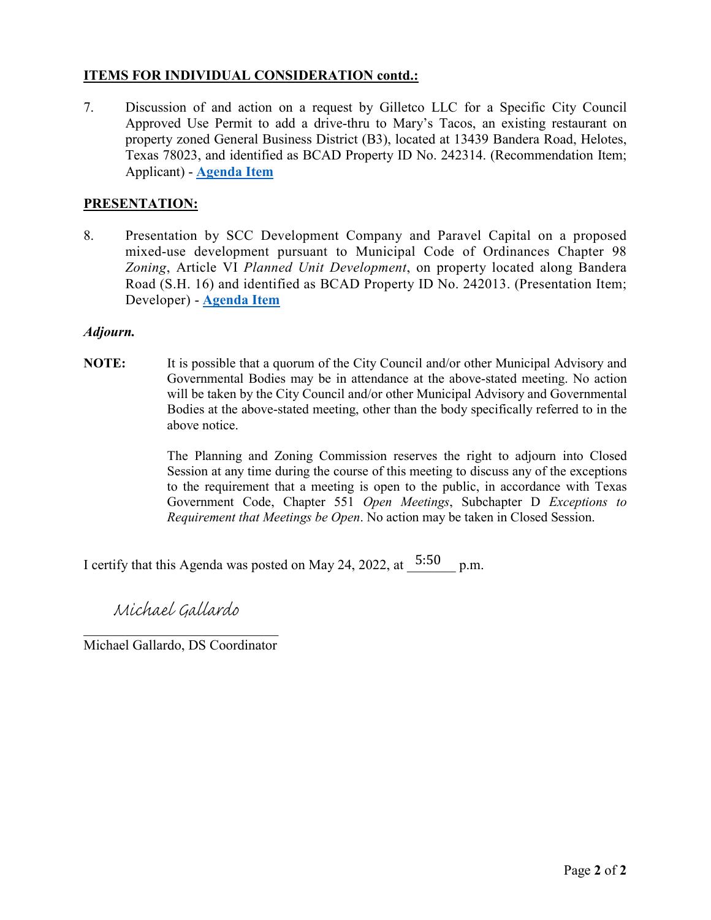**ITEMS FOR INDIVIDUAL CONSIDERATION contd.:**

7. Discussion of and action on a request by Gilletco LLC for a Specific City Council Approved Use Permit to add a drive-thru to Mary's Tacos, an existing restaurant on property zoned General Business District (B3), located at 13439 Bandera Road, Helotes, Texas 78023, and identified as BCAD Property ID No. 242314. (Recommendation Item; Applicant) - **Agenda Item**

**PRESENTATION:**

8. Presentation by SCC Development Company and Paravel Capital on a proposed mixed-use development pursuant to Municipal Code of Ordinances Chapter 98 *Zoning*, Article VI *Planned Unit Development*, on property located along Bandera Road (S.H. 16) and identified as BCAD Property ID No. 242013. (Presentation Item; Developer) - **Agenda Item**

***Adjourn.***

**NOTE:** It is possible that a quorum of the City Council and/or other Municipal Advisory and Governmental Bodies may be in attendance at the above-stated meeting. No action will be taken by the City Council and/or other Municipal Advisory and Governmental Bodies at the above-stated meeting, other than the body specifically referred to in the above notice.

The Planning and Zoning Commission reserves the right to adjourn into Closed Session at any time during the course of this meeting to discuss any of the exceptions to the requirement that a meeting is open to the public, in accordance with Texas Government Code, Chapter 551 *Open Meetings*, Subchapter D *Exceptions to Requirement that Meetings be Open*. No action may be taken in Closed Session.

I certify that this Agenda was posted on May 24, 2022, at 5:50 p.m.

Michael Gallardo

Michael Gallardo, DS Coordinator